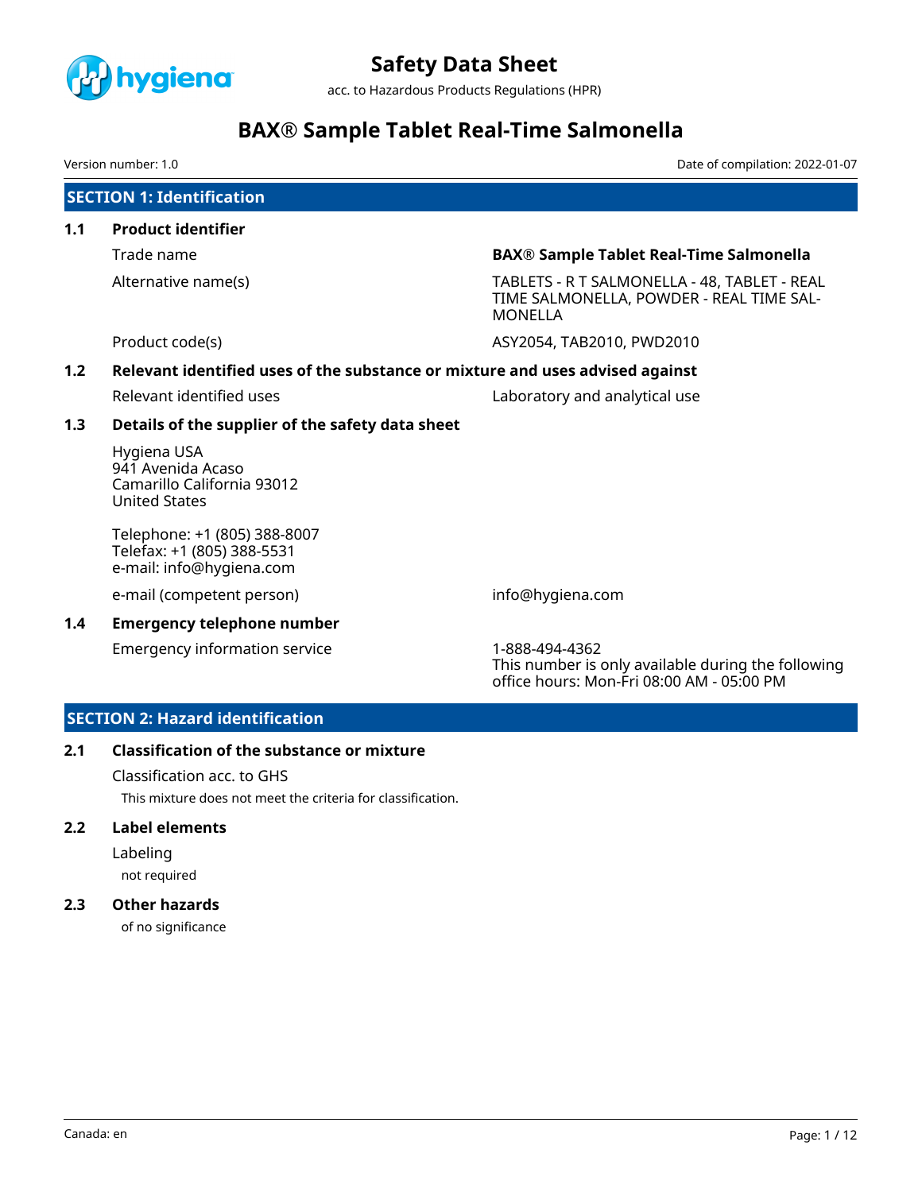# Safety Data Sheet

acc. to Hazardous Products Regulations (HPR)

# BAX® Sample Tablet Real-Time Salmonella

Version number: 1.0

Date of compilation: 2022-01-07

## SECTION 1: Identification

### 1.1 Product identifier

| | |
|---|---|
| Trade name | **BAX® Sample Tablet Real-Time Salmonella** |
| Alternative name(s) | TABLETS - R T SALMONELLA - 48, TABLET - REAL TIME SALMONELLA, POWDER - REAL TIME SALMONELLA |
| Product code(s) | ASY2054, TAB2010, PWD2010 |

### 1.2 Relevant identified uses of the substance or mixture and uses advised against

| | |
|---|---|
| Relevant identified uses | Laboratory and analytical use |

### 1.3 Details of the supplier of the safety data sheet

Hygiena USA
941 Avenida Acaso
Camarillo California 93012
United States

Telephone: +1 (805) 388-8007
Telefax: +1 (805) 388-5531
e-mail: info@hygiena.com

| | |
|---|---|
| e-mail (competent person) | info@hygiena.com |

### 1.4 Emergency telephone number

| | |
|---|---|
| Emergency information service | 1-888-494-4362<br>This number is only available during the following office hours: Mon-Fri 08:00 AM - 05:00 PM |

## SECTION 2: Hazard identification

### 2.1 Classification of the substance or mixture

Classification acc. to GHS

This mixture does not meet the criteria for classification.

### 2.2 Label elements

Labeling

not required

### 2.3 Other hazards

of no significance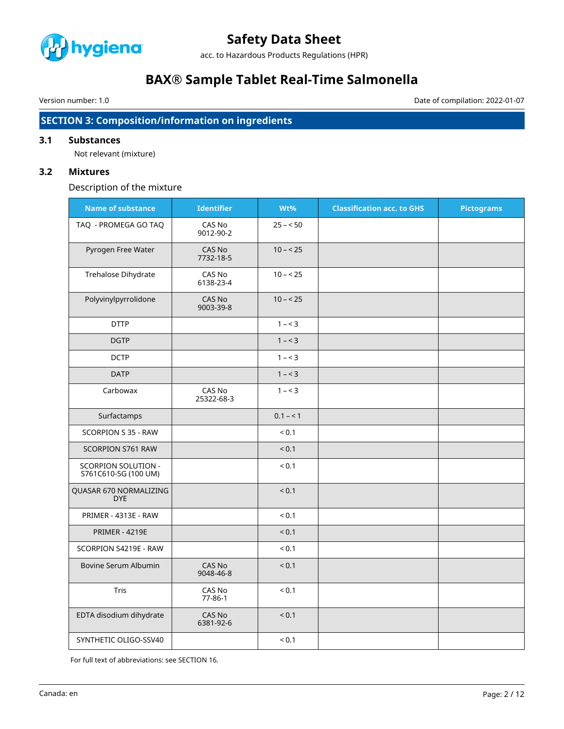## SECTION 3: Composition/information on ingredients

### 3.1 Substances

Not relevant (mixture)

### 3.2 Mixtures

Description of the mixture

| Name of substance | Identifier | Wt% | Classification acc. to GHS | Pictograms |
|---|---|---|---|---|
| TAQ - PROMEGA GO TAQ | CAS No 9012-90-2 | 25 – < 50 | | |
| Pyrogen Free Water | CAS No 7732-18-5 | 10 – < 25 | | |
| Trehalose Dihydrate | CAS No 6138-23-4 | 10 – < 25 | | |
| Polyvinylpyrrolidone | CAS No 9003-39-8 | 10 – < 25 | | |
| DTTP | | 1 – < 3 | | |
| DGTP | | 1 – < 3 | | |
| DCTP | | 1 – < 3 | | |
| DATP | | 1 – < 3 | | |
| Carbowax | CAS No 25322-68-3 | 1 – < 3 | | |
| Surfactamps | | 0.1 – < 1 | | |
| SCORPION S 35 - RAW | | < 0.1 | | |
| SCORPION S761 RAW | | < 0.1 | | |
| SCORPION SOLUTION - S761C610-5G (100 UM) | | < 0.1 | | |
| QUASAR 670 NORMALIZING DYE | | < 0.1 | | |
| PRIMER - 4313E - RAW | | < 0.1 | | |
| PRIMER - 4219E | | < 0.1 | | |
| SCORPION S4219E - RAW | | < 0.1 | | |
| Bovine Serum Albumin | CAS No 9048-46-8 | < 0.1 | | |
| Tris | CAS No 77-86-1 | < 0.1 | | |
| EDTA disodium dihydrate | CAS No 6381-92-6 | < 0.1 | | |
| SYNTHETIC OLIGO-SSV40 | | < 0.1 | | |

For full text of abbreviations: see SECTION 16.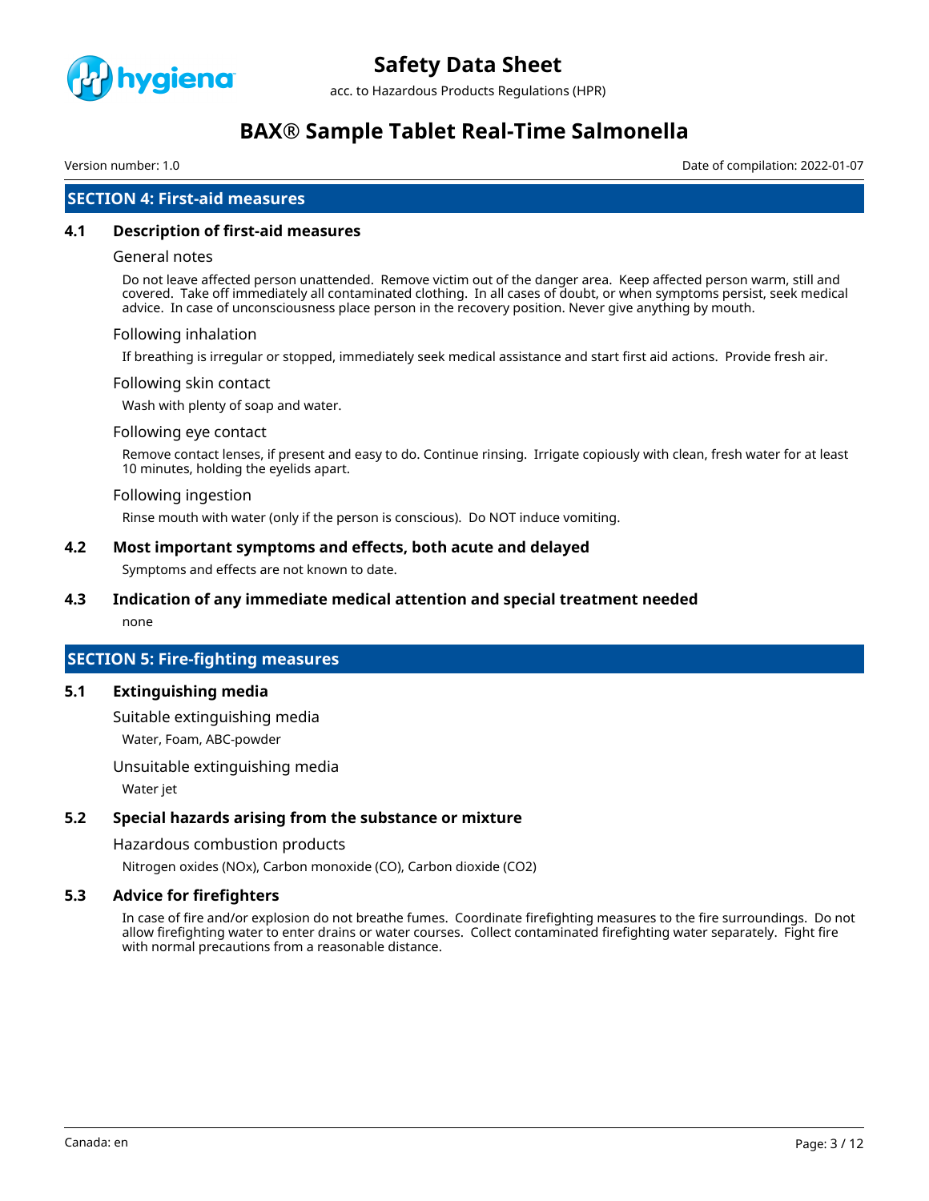## SECTION 4: First-aid measures

### 4.1 Description of first-aid measures

General notes

Do not leave affected person unattended. Remove victim out of the danger area. Keep affected person warm, still and covered. Take off immediately all contaminated clothing. In all cases of doubt, or when symptoms persist, seek medical advice. In case of unconsciousness place person in the recovery position. Never give anything by mouth.

Following inhalation

If breathing is irregular or stopped, immediately seek medical assistance and start first aid actions. Provide fresh air.

Following skin contact

Wash with plenty of soap and water.

Following eye contact

Remove contact lenses, if present and easy to do. Continue rinsing. Irrigate copiously with clean, fresh water for at least 10 minutes, holding the eyelids apart.

Following ingestion

Rinse mouth with water (only if the person is conscious). Do NOT induce vomiting.

### 4.2 Most important symptoms and effects, both acute and delayed

Symptoms and effects are not known to date.

### 4.3 Indication of any immediate medical attention and special treatment needed

none

## SECTION 5: Fire-fighting measures

### 5.1 Extinguishing media

Suitable extinguishing media

Water, Foam, ABC-powder

Unsuitable extinguishing media

Water jet

### 5.2 Special hazards arising from the substance or mixture

Hazardous combustion products

Nitrogen oxides (NOx), Carbon monoxide (CO), Carbon dioxide ($CO_2$)

### 5.3 Advice for firefighters

In case of fire and/or explosion do not breathe fumes. Coordinate firefighting measures to the fire surroundings. Do not allow firefighting water to enter drains or water courses. Collect contaminated firefighting water separately. Fight fire with normal precautions from a reasonable distance.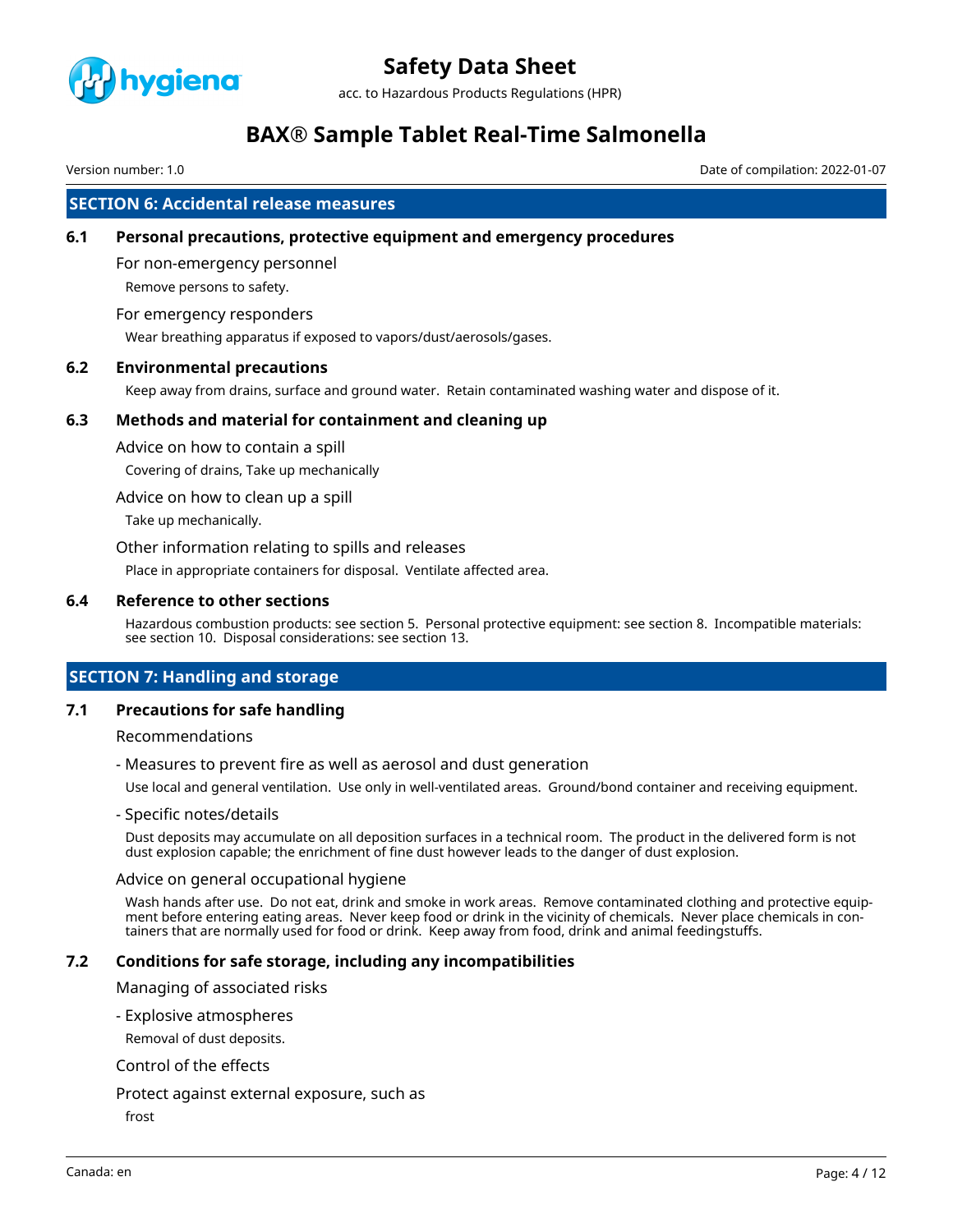## SECTION 6: Accidental release measures

### 6.1 Personal precautions, protective equipment and emergency procedures

For non-emergency personnel

Remove persons to safety.

For emergency responders

Wear breathing apparatus if exposed to vapors/dust/aerosols/gases.

### 6.2 Environmental precautions

Keep away from drains, surface and ground water. Retain contaminated washing water and dispose of it.

### 6.3 Methods and material for containment and cleaning up

Advice on how to contain a spill

Covering of drains, Take up mechanically

Advice on how to clean up a spill

Take up mechanically.

Other information relating to spills and releases

Place in appropriate containers for disposal. Ventilate affected area.

### 6.4 Reference to other sections

Hazardous combustion products: see section 5. Personal protective equipment: see section 8. Incompatible materials: see section 10. Disposal considerations: see section 13.

## SECTION 7: Handling and storage

### 7.1 Precautions for safe handling

Recommendations

- Measures to prevent fire as well as aerosol and dust generation

Use local and general ventilation. Use only in well-ventilated areas. Ground/bond container and receiving equipment.

- Specific notes/details

Dust deposits may accumulate on all deposition surfaces in a technical room. The product in the delivered form is not dust explosion capable; the enrichment of fine dust however leads to the danger of dust explosion.

Advice on general occupational hygiene

Wash hands after use. Do not eat, drink and smoke in work areas. Remove contaminated clothing and protective equipment before entering eating areas. Never keep food or drink in the vicinity of chemicals. Never place chemicals in containers that are normally used for food or drink. Keep away from food, drink and animal feedingstuffs.

### 7.2 Conditions for safe storage, including any incompatibilities

Managing of associated risks

- Explosive atmospheres

Removal of dust deposits.

Control of the effects

Protect against external exposure, such as

frost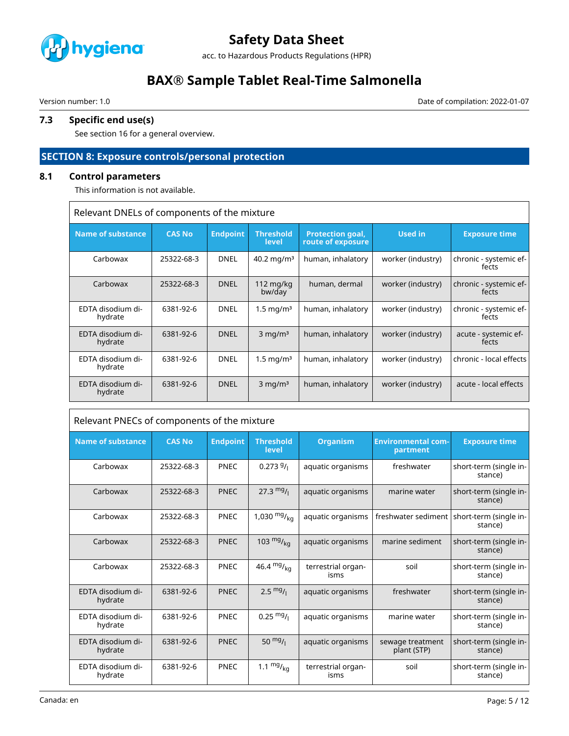### 7.3 Specific end use(s)

See section 16 for a general overview.

## SECTION 8: Exposure controls/personal protection

### 8.1 Control parameters

This information is not available.

**Relevant DNELs of components of the mixture**

| Name of substance | CAS No | Endpoint | Threshold level | Protection goal, route of exposure | Used in | Exposure time |
|---|---|---|---|---|---|---|
| Carbowax | 25322-68-3 | DNEL | 40.2 mg/m³ | human, inhalatory | worker (industry) | chronic - systemic effects |
| Carbowax | 25322-68-3 | DNEL | 112 mg/kg bw/day | human, dermal | worker (industry) | chronic - systemic effects |
| EDTA disodium dihydrate | 6381-92-6 | DNEL | 1.5 mg/m³ | human, inhalatory | worker (industry) | chronic - systemic effects |
| EDTA disodium dihydrate | 6381-92-6 | DNEL | 3 mg/m³ | human, inhalatory | worker (industry) | acute - systemic effects |
| EDTA disodium dihydrate | 6381-92-6 | DNEL | 1.5 mg/m³ | human, inhalatory | worker (industry) | chronic - local effects |
| EDTA disodium dihydrate | 6381-92-6 | DNEL | 3 mg/m³ | human, inhalatory | worker (industry) | acute - local effects |

**Relevant PNECs of components of the mixture**

| Name of substance | CAS No | Endpoint | Threshold level | Organism | Environmental compartment | Exposure time |
|---|---|---|---|---|---|---|
| Carbowax | 25322-68-3 | PNEC | 0.273 g/l | aquatic organisms | freshwater | short-term (single instance) |
| Carbowax | 25322-68-3 | PNEC | 27.3 mg/l | aquatic organisms | marine water | short-term (single instance) |
| Carbowax | 25322-68-3 | PNEC | 1,030 mg/kg | aquatic organisms | freshwater sediment | short-term (single instance) |
| Carbowax | 25322-68-3 | PNEC | 103 mg/kg | aquatic organisms | marine sediment | short-term (single instance) |
| Carbowax | 25322-68-3 | PNEC | 46.4 mg/kg | terrestrial organisms | soil | short-term (single instance) |
| EDTA disodium dihydrate | 6381-92-6 | PNEC | 2.5 mg/l | aquatic organisms | freshwater | short-term (single instance) |
| EDTA disodium dihydrate | 6381-92-6 | PNEC | 0.25 mg/l | aquatic organisms | marine water | short-term (single instance) |
| EDTA disodium dihydrate | 6381-92-6 | PNEC | 50 mg/l | aquatic organisms | sewage treatment plant (STP) | short-term (single instance) |
| EDTA disodium dihydrate | 6381-92-6 | PNEC | 1.1 mg/kg | terrestrial organisms | soil | short-term (single instance) |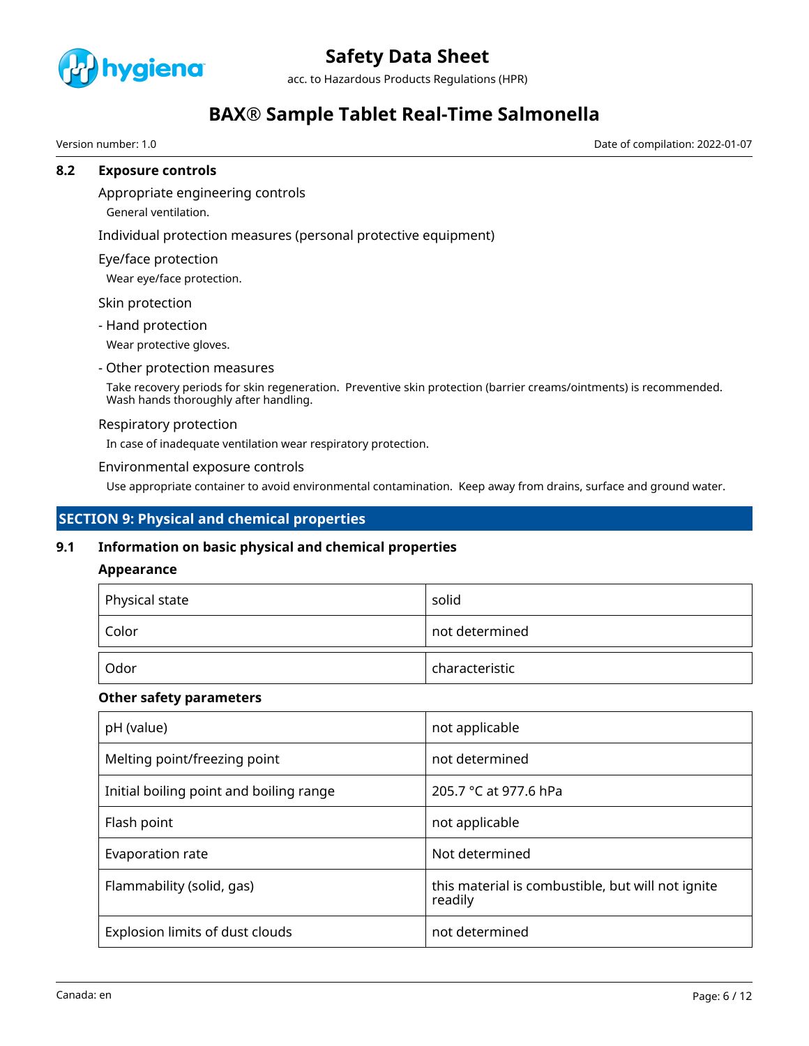### 8.2 Exposure controls

Appropriate engineering controls

General ventilation.

Individual protection measures (personal protective equipment)

Eye/face protection

Wear eye/face protection.

Skin protection

- Hand protection

Wear protective gloves.

- Other protection measures

Take recovery periods for skin regeneration. Preventive skin protection (barrier creams/ointments) is recommended. Wash hands thoroughly after handling.

Respiratory protection

In case of inadequate ventilation wear respiratory protection.

Environmental exposure controls

Use appropriate container to avoid environmental contamination. Keep away from drains, surface and ground water.

## SECTION 9: Physical and chemical properties

### 9.1 Information on basic physical and chemical properties

**Appearance**

| Physical state | solid |
|---|---|
| Color | not determined |
| Odor | characteristic |

**Other safety parameters**

| pH (value) | not applicable |
|---|---|
| Melting point/freezing point | not determined |
| Initial boiling point and boiling range | 205.7 °C at 977.6 hPa |
| Flash point | not applicable |
| Evaporation rate | Not determined |
| Flammability (solid, gas) | this material is combustible, but will not ignite readily |
| Explosion limits of dust clouds | not determined |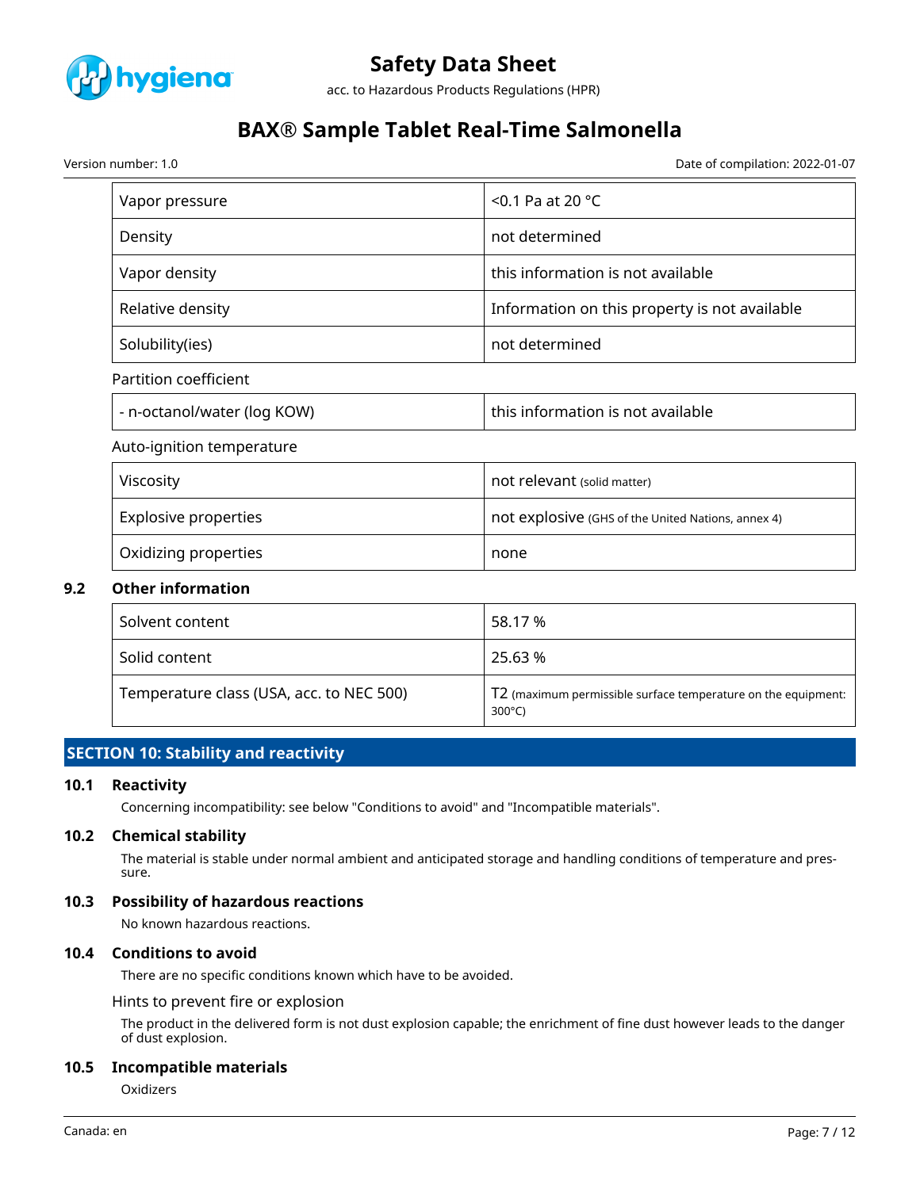| Vapor pressure | <0.1 Pa at 20 °C |
| --- | --- |
| Density | not determined |
| Vapor density | this information is not available |
| Relative density | Information on this property is not available |
| Solubility(ies) | not determined |

Partition coefficient

| - n-octanol/water (log KOW) | this information is not available |
| --- | --- |

Auto-ignition temperature

| Viscosity | not relevant (solid matter) |
| --- | --- |
| Explosive properties | not explosive (GHS of the United Nations, annex 4) |
| Oxidizing properties | none |

### 9.2 Other information

| Solvent content | 58.17 % |
| --- | --- |
| Solid content | 25.63 % |
| Temperature class (USA, acc. to NEC 500) | T2 (maximum permissible surface temperature on the equipment: 300°C) |

## SECTION 10: Stability and reactivity

### 10.1 Reactivity

Concerning incompatibility: see below "Conditions to avoid" and "Incompatible materials".

### 10.2 Chemical stability

The material is stable under normal ambient and anticipated storage and handling conditions of temperature and pressure.

### 10.3 Possibility of hazardous reactions

No known hazardous reactions.

### 10.4 Conditions to avoid

There are no specific conditions known which have to be avoided.

Hints to prevent fire or explosion

The product in the delivered form is not dust explosion capable; the enrichment of fine dust however leads to the danger of dust explosion.

### 10.5 Incompatible materials

Oxidizers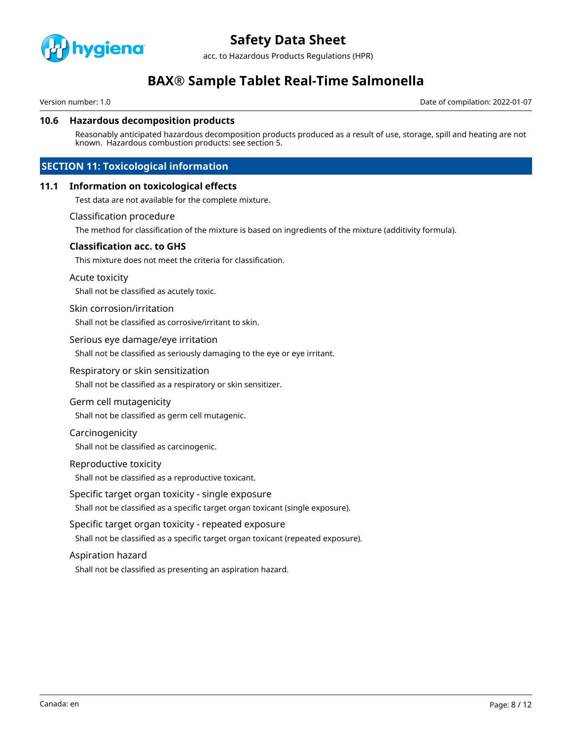### 10.6 Hazardous decomposition products

Reasonably anticipated hazardous decomposition products produced as a result of use, storage, spill and heating are not known. Hazardous combustion products: see section 5.

## SECTION 11: Toxicological information

### 11.1 Information on toxicological effects

Test data are not available for the complete mixture.

Classification procedure

The method for classification of the mixture is based on ingredients of the mixture (additivity formula).

**Classification acc. to GHS**

This mixture does not meet the criteria for classification.

Acute toxicity

Shall not be classified as acutely toxic.

Skin corrosion/irritation

Shall not be classified as corrosive/irritant to skin.

Serious eye damage/eye irritation

Shall not be classified as seriously damaging to the eye or eye irritant.

Respiratory or skin sensitization

Shall not be classified as a respiratory or skin sensitizer.

Germ cell mutagenicity

Shall not be classified as germ cell mutagenic.

Carcinogenicity

Shall not be classified as carcinogenic.

Reproductive toxicity

Shall not be classified as a reproductive toxicant.

Specific target organ toxicity - single exposure

Shall not be classified as a specific target organ toxicant (single exposure).

Specific target organ toxicity - repeated exposure

Shall not be classified as a specific target organ toxicant (repeated exposure).

Aspiration hazard

Shall not be classified as presenting an aspiration hazard.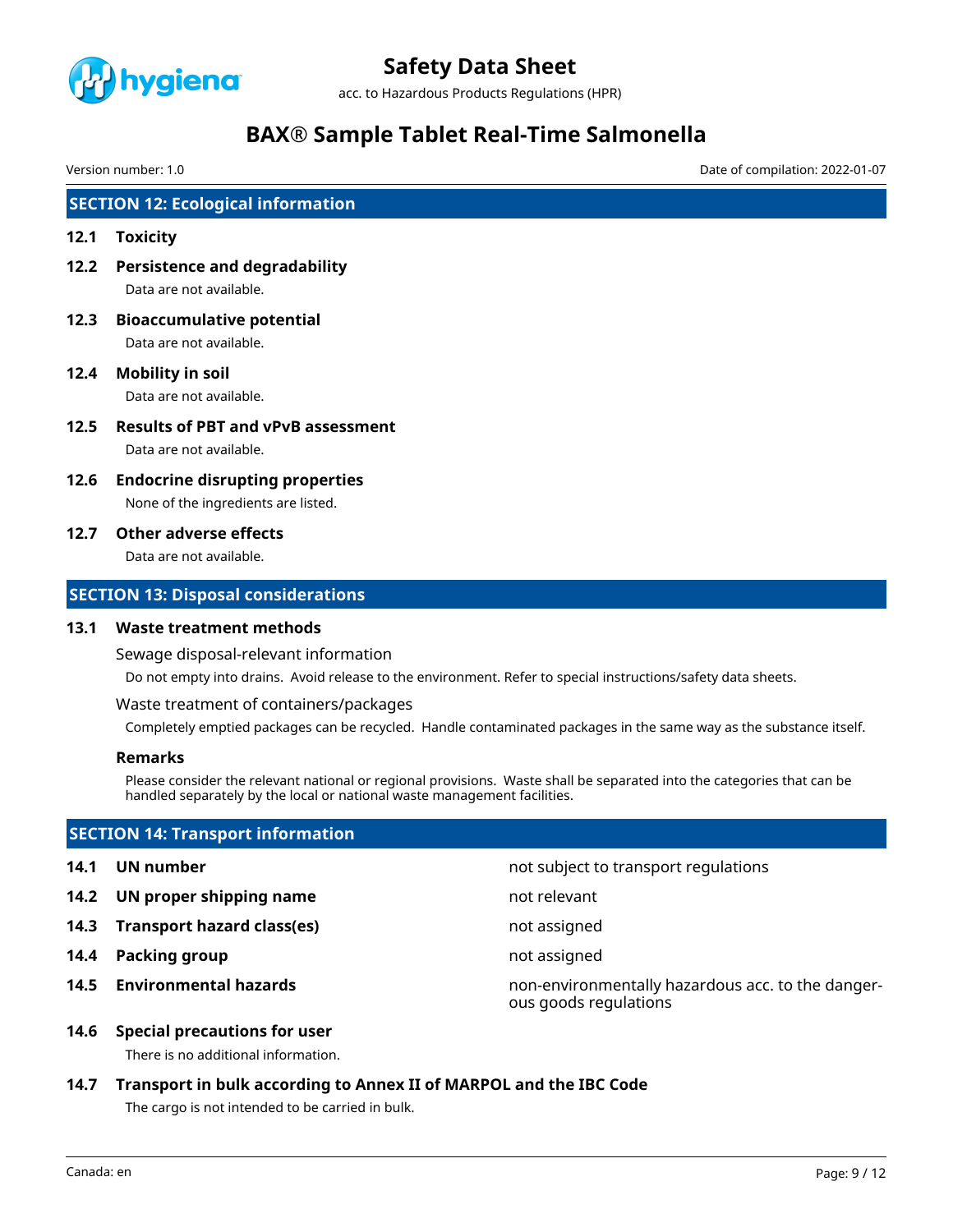## SECTION 12: Ecological information

### 12.1 Toxicity

### 12.2 Persistence and degradability

Data are not available.

### 12.3 Bioaccumulative potential

Data are not available.

### 12.4 Mobility in soil

Data are not available.

### 12.5 Results of PBT and vPvB assessment

Data are not available.

### 12.6 Endocrine disrupting properties

None of the ingredients are listed.

### 12.7 Other adverse effects

Data are not available.

## SECTION 13: Disposal considerations

### 13.1 Waste treatment methods

Sewage disposal-relevant information

Do not empty into drains. Avoid release to the environment. Refer to special instructions/safety data sheets.

Waste treatment of containers/packages

Completely emptied packages can be recycled. Handle contaminated packages in the same way as the substance itself.

**Remarks**

Please consider the relevant national or regional provisions. Waste shall be separated into the categories that can be handled separately by the local or national waste management facilities.

## SECTION 14: Transport information

| | | |
|---|---|---|
| **14.1** | **UN number** | not subject to transport regulations |
| **14.2** | **UN proper shipping name** | not relevant |
| **14.3** | **Transport hazard class(es)** | not assigned |
| **14.4** | **Packing group** | not assigned |
| **14.5** | **Environmental hazards** | non-environmentally hazardous acc. to the dangerous goods regulations |

### 14.6 Special precautions for user

There is no additional information.

### 14.7 Transport in bulk according to Annex II of MARPOL and the IBC Code

The cargo is not intended to be carried in bulk.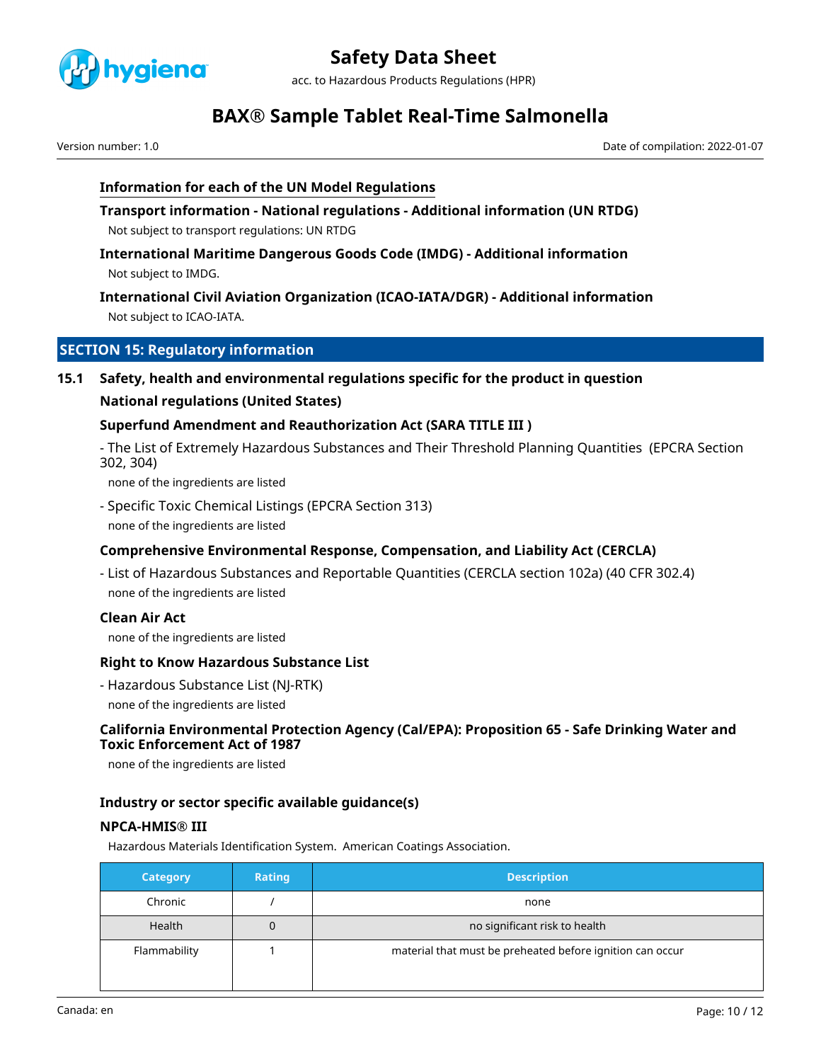### Information for each of the UN Model Regulations

**Transport information - National regulations - Additional information (UN RTDG)**

Not subject to transport regulations: UN RTDG

**International Maritime Dangerous Goods Code (IMDG) - Additional information**

Not subject to IMDG.

**International Civil Aviation Organization (ICAO-IATA/DGR) - Additional information**

Not subject to ICAO-IATA.

## SECTION 15: Regulatory information

### 15.1 Safety, health and environmental regulations specific for the product in question

**National regulations (United States)**

**Superfund Amendment and Reauthorization Act (SARA TITLE III )**

- The List of Extremely Hazardous Substances and Their Threshold Planning Quantities (EPCRA Section 302, 304)

none of the ingredients are listed

- Specific Toxic Chemical Listings (EPCRA Section 313)

none of the ingredients are listed

**Comprehensive Environmental Response, Compensation, and Liability Act (CERCLA)**

- List of Hazardous Substances and Reportable Quantities (CERCLA section 102a) (40 CFR 302.4)

none of the ingredients are listed

**Clean Air Act**

none of the ingredients are listed

**Right to Know Hazardous Substance List**

- Hazardous Substance List (NJ-RTK)

none of the ingredients are listed

**California Environmental Protection Agency (Cal/EPA): Proposition 65 - Safe Drinking Water and Toxic Enforcement Act of 1987**

none of the ingredients are listed

**Industry or sector specific available guidance(s)**

**NPCA-HMIS® III**

Hazardous Materials Identification System. American Coatings Association.

| Category | Rating | Description |
|---|---|---|
| Chronic | / | none |
| Health | 0 | no significant risk to health |
| Flammability | 1 | material that must be preheated before ignition can occur |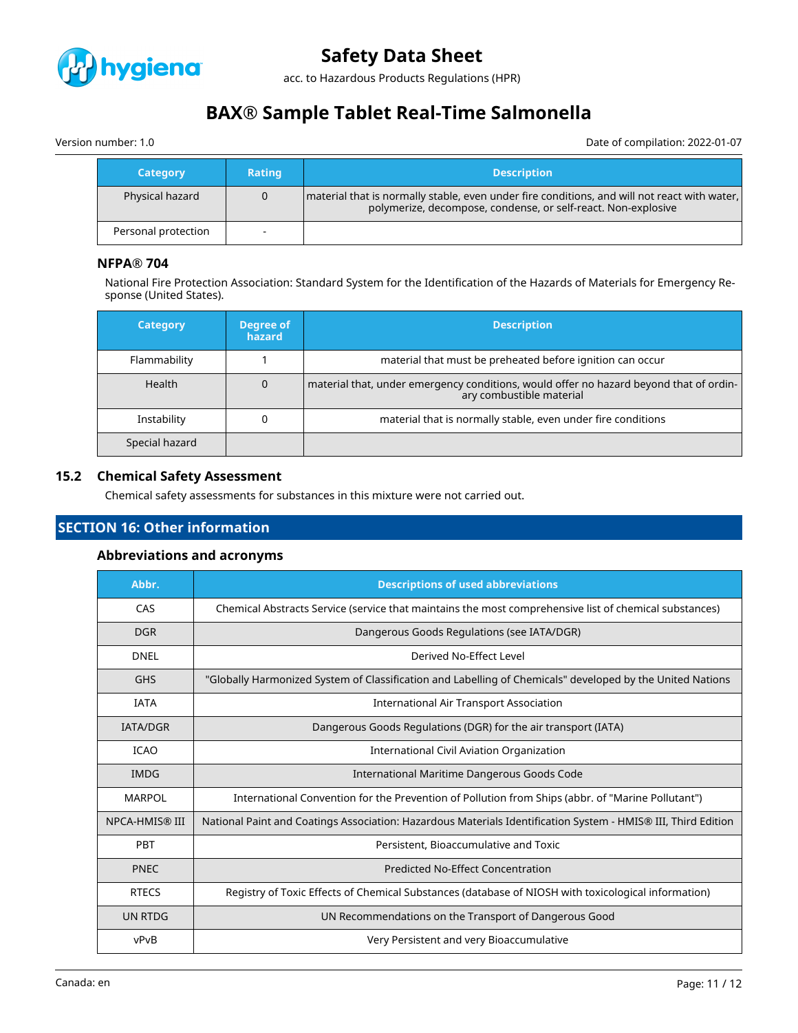| Category | Rating | Description |
|---|---|---|
| Physical hazard | 0 | material that is normally stable, even under fire conditions, and will not react with water, polymerize, decompose, condense, or self-react. Non-explosive |
| Personal protection | - | |

### NFPA® 704

National Fire Protection Association: Standard System for the Identification of the Hazards of Materials for Emergency Response (United States).

| Category | Degree of hazard | Description |
|---|---|---|
| Flammability | 1 | material that must be preheated before ignition can occur |
| Health | 0 | material that, under emergency conditions, would offer no hazard beyond that of ordinary combustible material |
| Instability | 0 | material that is normally stable, even under fire conditions |
| Special hazard | | |

## 15.2 Chemical Safety Assessment

Chemical safety assessments for substances in this mixture were not carried out.

# SECTION 16: Other information

### Abbreviations and acronyms

| Abbr. | Descriptions of used abbreviations |
|---|---|
| CAS | Chemical Abstracts Service (service that maintains the most comprehensive list of chemical substances) |
| DGR | Dangerous Goods Regulations (see IATA/DGR) |
| DNEL | Derived No-Effect Level |
| GHS | "Globally Harmonized System of Classification and Labelling of Chemicals" developed by the United Nations |
| IATA | International Air Transport Association |
| IATA/DGR | Dangerous Goods Regulations (DGR) for the air transport (IATA) |
| ICAO | International Civil Aviation Organization |
| IMDG | International Maritime Dangerous Goods Code |
| MARPOL | International Convention for the Prevention of Pollution from Ships (abbr. of "Marine Pollutant") |
| NPCA-HMIS® III | National Paint and Coatings Association: Hazardous Materials Identification System - HMIS® III, Third Edition |
| PBT | Persistent, Bioaccumulative and Toxic |
| PNEC | Predicted No-Effect Concentration |
| RTECS | Registry of Toxic Effects of Chemical Substances (database of NIOSH with toxicological information) |
| UN RTDG | UN Recommendations on the Transport of Dangerous Good |
| vPvB | Very Persistent and very Bioaccumulative |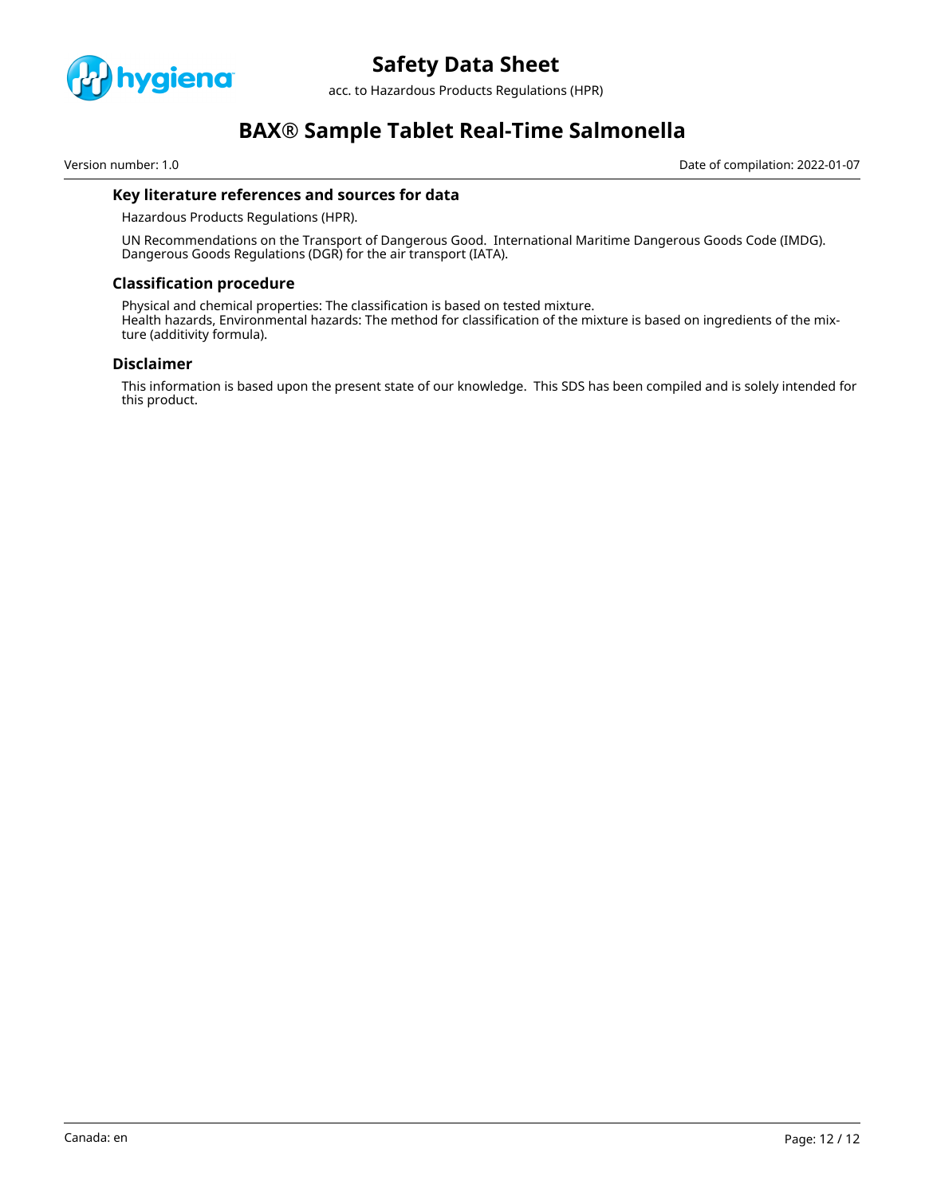### Key literature references and sources for data

Hazardous Products Regulations (HPR).

UN Recommendations on the Transport of Dangerous Good. International Maritime Dangerous Goods Code (IMDG). Dangerous Goods Regulations (DGR) for the air transport (IATA).

### Classification procedure

Physical and chemical properties: The classification is based on tested mixture.
Health hazards, Environmental hazards: The method for classification of the mixture is based on ingredients of the mixture (additivity formula).

### Disclaimer

This information is based upon the present state of our knowledge. This SDS has been compiled and is solely intended for this product.